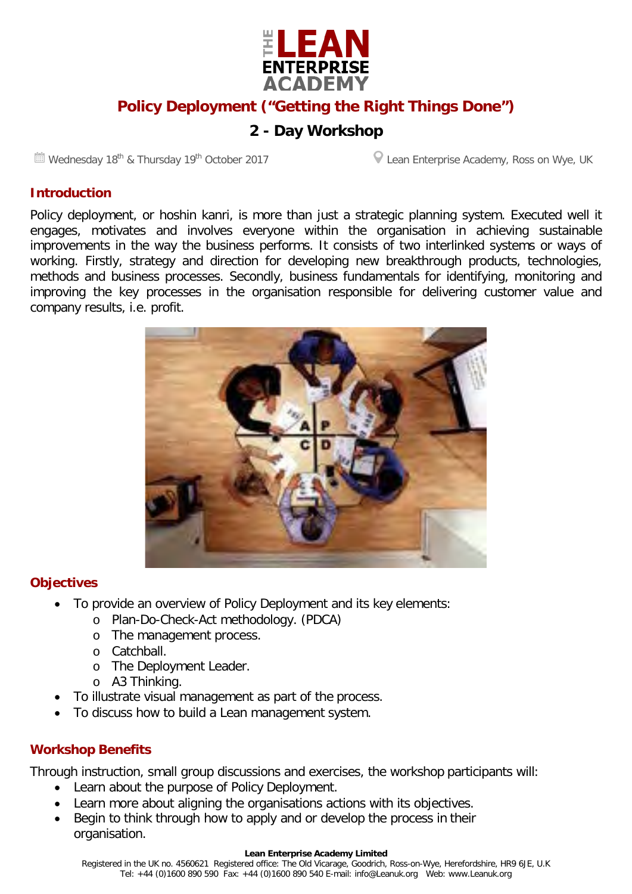# THE LEAN ENTERPRISE ACADEMY

## Policy Deployment ("Getting the Right Things Done")

## 2 - Day Workshop

Wednesday 18th & Thursday 19th October 2017 — Lean Enterprise Academy, Ross on Wye, UK

### Introduction

Policy deployment, or hoshin kanri, is more than just a strategic planning system. Executed well it engages, motivates and involves everyone within the organisation in achieving sustainable improvements in the way the business performs. It consists of two interlinked systems or ways of working. Firstly, strategy and direction for developing new breakthrough products, technologies, methods and business processes. Secondly, business fundamentals for identifying, monitoring and improving the key processes in the organisation responsible for delivering customer value and company results, i.e. profit.

### Objectives

- To provide an overview of Policy Deployment and its key elements:
  - Plan-Do-Check-Act methodology. (PDCA)
  - The management process.
  - Catchball.
  - The Deployment Leader.
  - A3 Thinking.
- To illustrate visual management as part of the process.
- To discuss how to build a Lean management system.

### Workshop Benefits

Through instruction, small group discussions and exercises, the workshop participants will:

- Learn about the purpose of Policy Deployment.
- Learn more about aligning the organisations actions with its objectives.
- Begin to think through how to apply and or develop the process in their organisation.

**Lean Enterprise Academy Limited**
Registered in the UK no. 4560621 Registered office: The Old Vicarage, Goodrich, Ross-on-Wye, Herefordshire, HR9 6JE, U.K
Tel: +44 (0)1600 890 590 Fax: +44 (0)1600 890 540 E-mail: info@Leanuk.org Web: www.Leanuk.org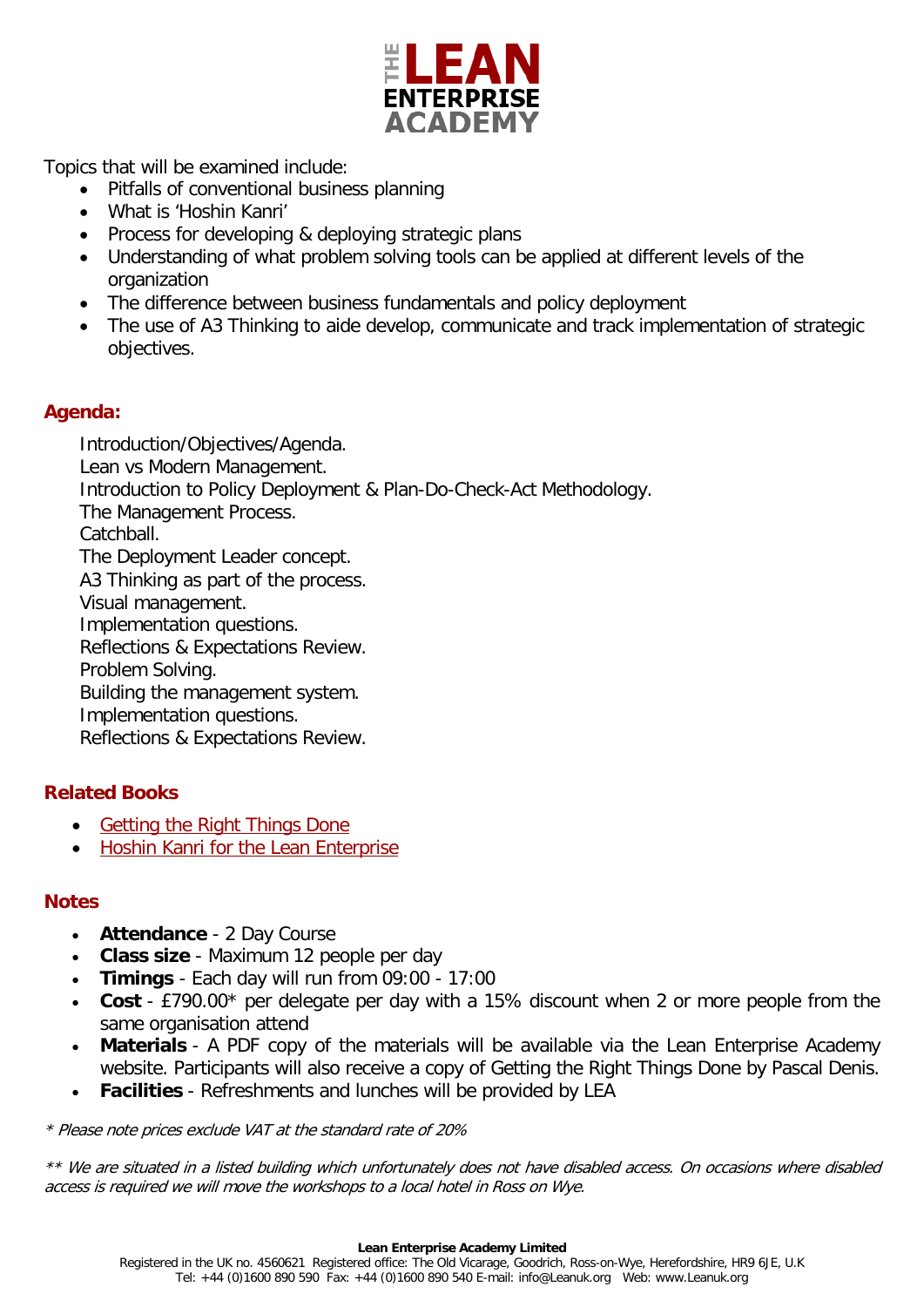Topics that will be examined include:

- Pitfalls of conventional business planning
- What is 'Hoshin Kanri'
- Process for developing & deploying strategic plans
- Understanding of what problem solving tools can be applied at different levels of the organization
- The difference between business fundamentals and policy deployment
- The use of A3 Thinking to aide develop, communicate and track implementation of strategic objectives.

## Agenda:

Introduction/Objectives/Agenda.
Lean vs Modern Management.
Introduction to Policy Deployment & Plan-Do-Check-Act Methodology.
The Management Process.
Catchball.
The Deployment Leader concept.
A3 Thinking as part of the process.
Visual management.
Implementation questions.
Reflections & Expectations Review.
Problem Solving.
Building the management system.
Implementation questions.
Reflections & Expectations Review.

## Related Books

- Getting the Right Things Done
- Hoshin Kanri for the Lean Enterprise

## Notes

- **Attendance** - 2 Day Course
- **Class size** - Maximum 12 people per day
- **Timings** - Each day will run from 09:00 - 17:00
- **Cost** - £790.00* per delegate per day with a 15% discount when 2 or more people from the same organisation attend
- **Materials** - A PDF copy of the materials will be available via the Lean Enterprise Academy website. Participants will also receive a copy of Getting the Right Things Done by Pascal Denis.
- **Facilities** - Refreshments and lunches will be provided by LEA

*\* Please note prices exclude VAT at the standard rate of 20%*

*\*\* We are situated in a listed building which unfortunately does not have disabled access. On occasions where disabled access is required we will move the workshops to a local hotel in Ross on Wye.*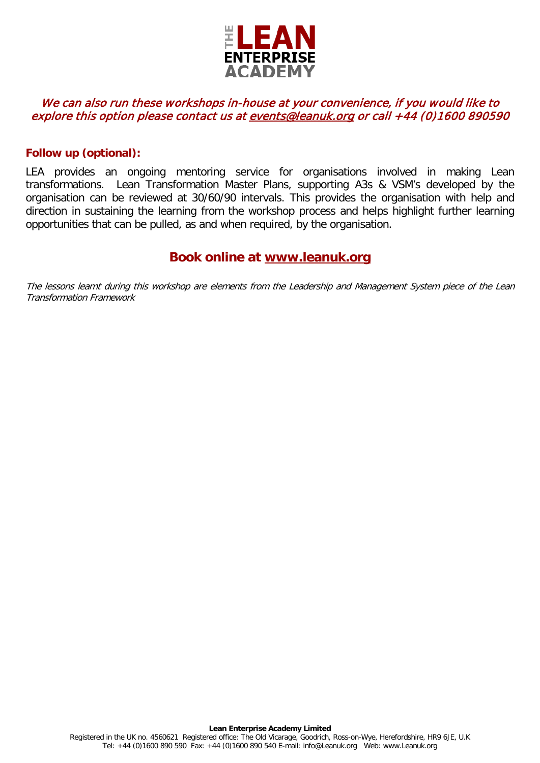*We can also run these workshops in-house at your convenience, if you would like to explore this option please contact us at events@leanuk.org or call +44 (0)1600 890590*

**Follow up (optional):**

LEA provides an ongoing mentoring service for organisations involved in making Lean transformations. Lean Transformation Master Plans, supporting A3s & VSM's developed by the organisation can be reviewed at 30/60/90 intervals. This provides the organisation with help and direction in sustaining the learning from the workshop process and helps highlight further learning opportunities that can be pulled, as and when required, by the organisation.

**Book online at www.leanuk.org**

*The lessons learnt during this workshop are elements from the Leadership and Management System piece of the Lean Transformation Framework*

**Lean Enterprise Academy Limited**
Registered in the UK no. 4560621 Registered office: The Old Vicarage, Goodrich, Ross-on-Wye, Herefordshire, HR9 6JE, U.K
Tel: +44 (0)1600 890 590 Fax: +44 (0)1600 890 540 E-mail: info@Leanuk.org Web: www.Leanuk.org